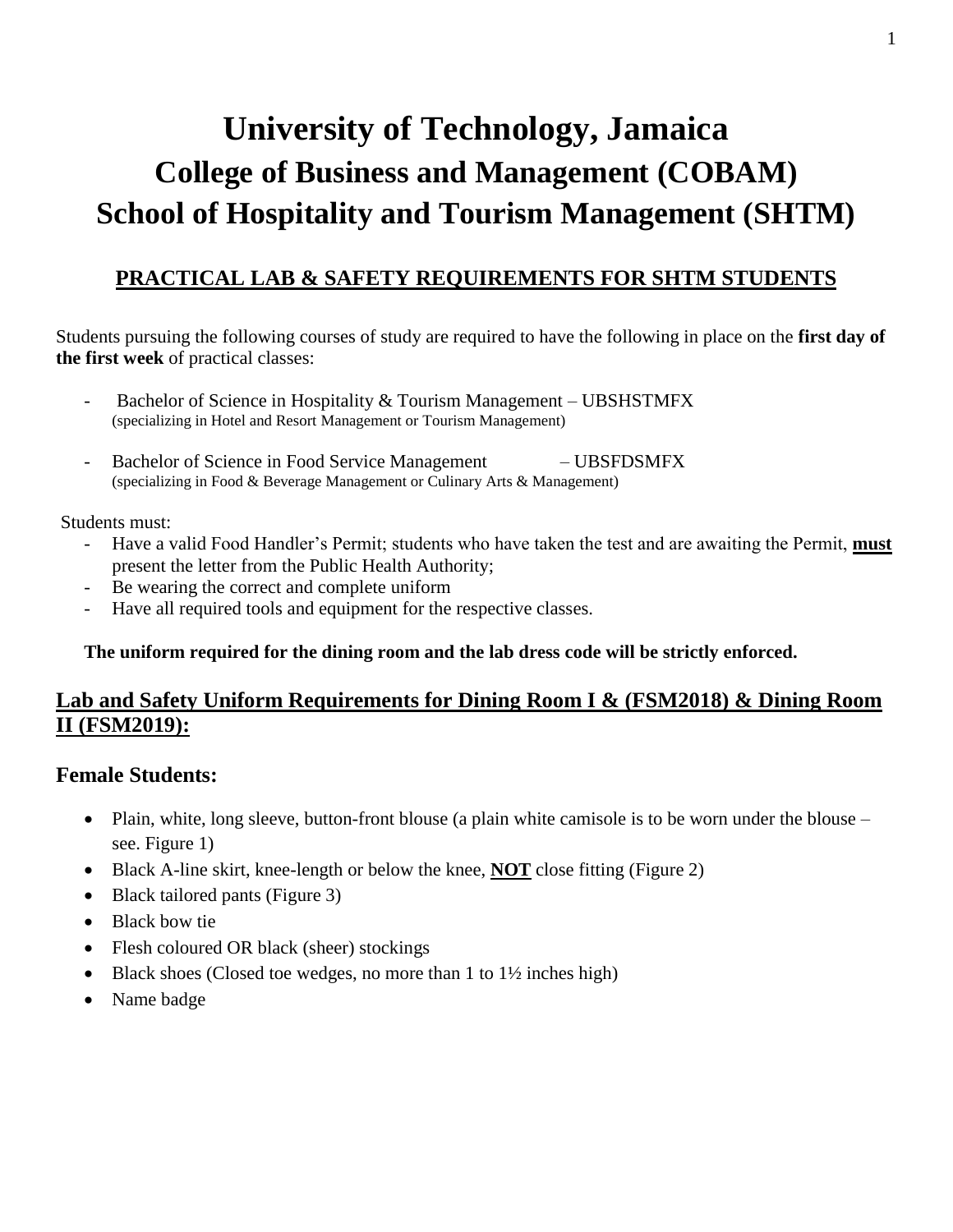# University of Technology, Jamaica
## College of Business and Management (COBAM)
## School of Hospitality and Tourism Management (SHTM)

### PRACTICAL LAB & SAFETY REQUIREMENTS FOR SHTM STUDENTS

Students pursuing the following courses of study are required to have the following in place on the **first day of the first week** of practical classes:

- Bachelor of Science in Hospitality & Tourism Management – UBSHSTMFX
  (specializing in Hotel and Resort Management or Tourism Management)
- Bachelor of Science in Food Service Management – UBSFDSMFX
  (specializing in Food & Beverage Management or Culinary Arts & Management)

Students must:

- Have a valid Food Handler's Permit; students who have taken the test and are awaiting the Permit, **must** present the letter from the Public Health Authority;
- Be wearing the correct and complete uniform
- Have all required tools and equipment for the respective classes.

**The uniform required for the dining room and the lab dress code will be strictly enforced.**

## Lab and Safety Uniform Requirements for Dining Room I & (FSM2018) & Dining Room II (FSM2019):

### Female Students:

- Plain, white, long sleeve, button-front blouse (a plain white camisole is to be worn under the blouse – see. Figure 1)
- Black A-line skirt, knee-length or below the knee, **NOT** close fitting (Figure 2)
- Black tailored pants (Figure 3)
- Black bow tie
- Flesh coloured OR black (sheer) stockings
- Black shoes (Closed toe wedges, no more than 1 to 1½ inches high)
- Name badge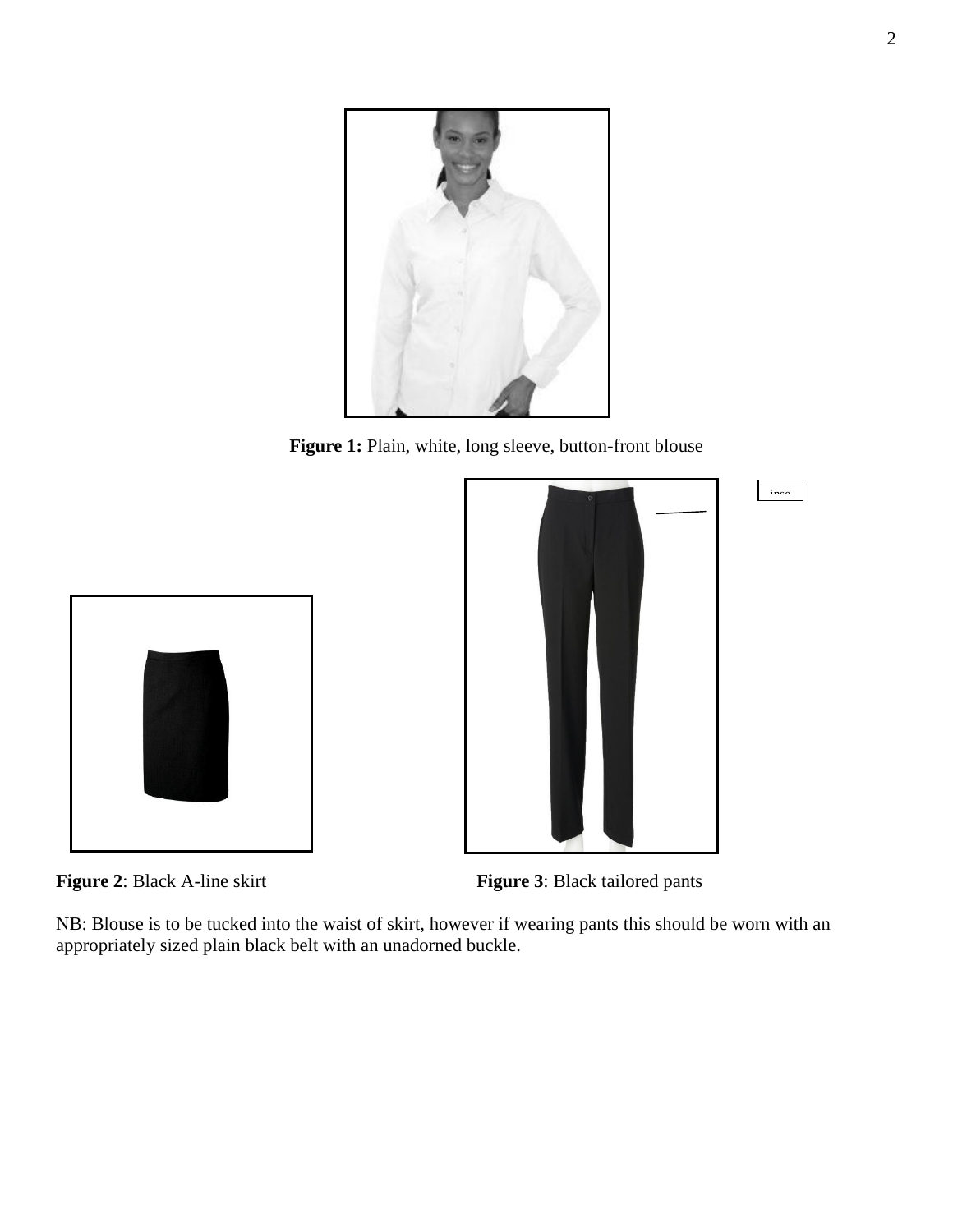**Figure 1:** Plain, white, long sleeve, button-front blouse

**Figure 2**: Black A-line skirt

**Figure 3**: Black tailored pants

NB: Blouse is to be tucked into the waist of skirt, however if wearing pants this should be worn with an appropriately sized plain black belt with an unadorned buckle.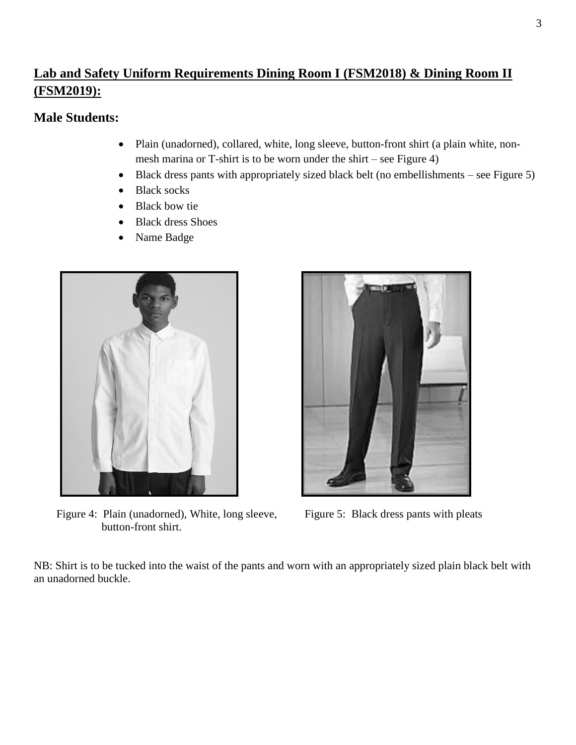## **Lab and Safety Uniform Requirements Dining Room I (FSM2018) & Dining Room II (FSM2019):**

### Male Students:

- Plain (unadorned), collared, white, long sleeve, button-front shirt (a plain white, non-mesh marina or T-shirt is to be worn under the shirt – see Figure 4)
- Black dress pants with appropriately sized black belt (no embellishments – see Figure 5)
- Black socks
- Black bow tie
- Black dress Shoes
- Name Badge

Figure 4: Plain (unadorned), White, long sleeve, button-front shirt.

Figure 5: Black dress pants with pleats

NB: Shirt is to be tucked into the waist of the pants and worn with an appropriately sized plain black belt with an unadorned buckle.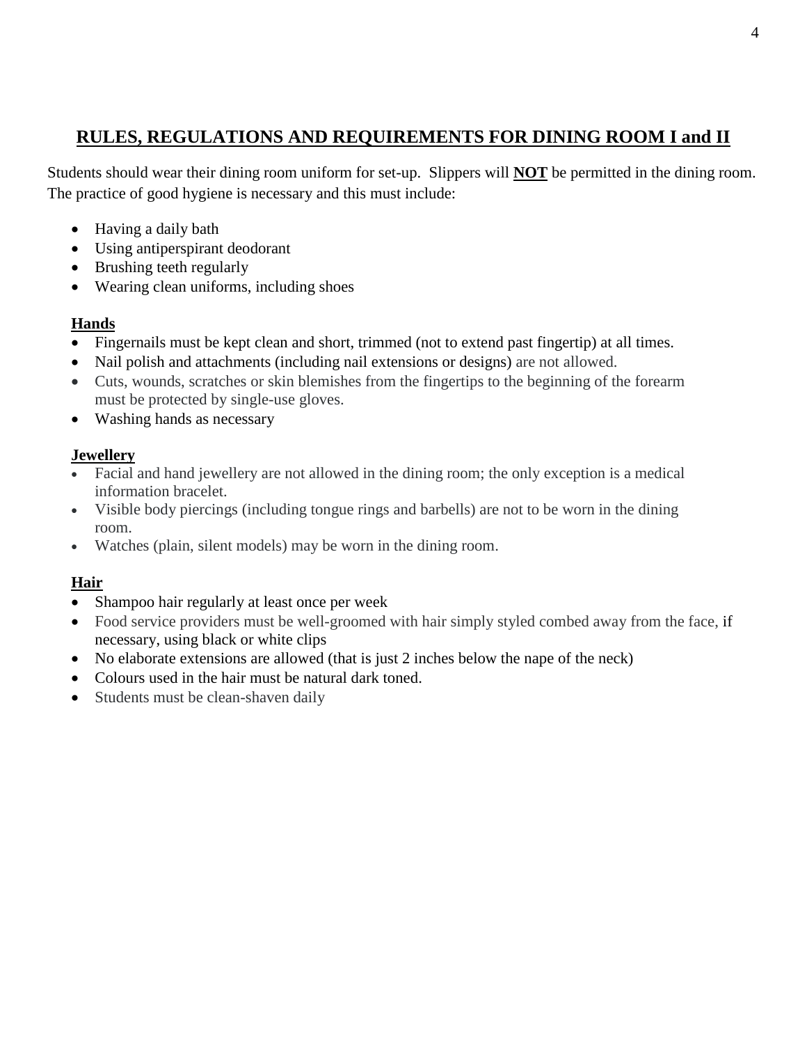## RULES, REGULATIONS AND REQUIREMENTS FOR DINING ROOM I and II

Students should wear their dining room uniform for set-up. Slippers will **NOT** be permitted in the dining room. The practice of good hygiene is necessary and this must include:

- Having a daily bath
- Using antiperspirant deodorant
- Brushing teeth regularly
- Wearing clean uniforms, including shoes

### Hands

- Fingernails must be kept clean and short, trimmed (not to extend past fingertip) at all times.
- Nail polish and attachments (including nail extensions or designs) are not allowed.
- Cuts, wounds, scratches or skin blemishes from the fingertips to the beginning of the forearm must be protected by single-use gloves.
- Washing hands as necessary

### Jewellery

- Facial and hand jewellery are not allowed in the dining room; the only exception is a medical information bracelet.
- Visible body piercings (including tongue rings and barbells) are not to be worn in the dining room.
- Watches (plain, silent models) may be worn in the dining room.

### Hair

- Shampoo hair regularly at least once per week
- Food service providers must be well-groomed with hair simply styled combed away from the face, if necessary, using black or white clips
- No elaborate extensions are allowed (that is just 2 inches below the nape of the neck)
- Colours used in the hair must be natural dark toned.
- Students must be clean-shaven daily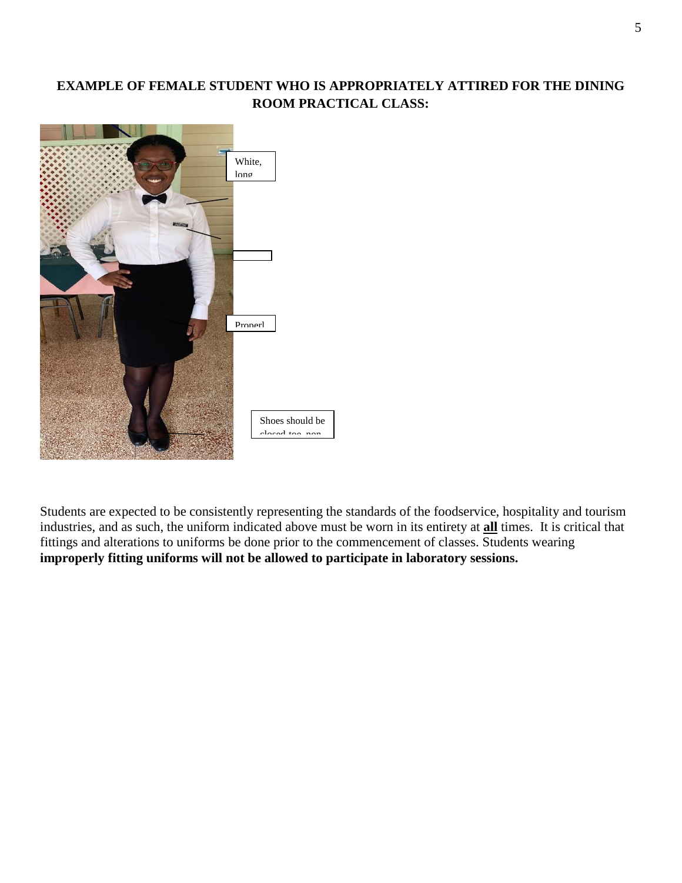**EXAMPLE OF FEMALE STUDENT WHO IS APPROPRIATELY ATTIRED FOR THE DINING ROOM PRACTICAL CLASS:**

White, long

Properl

Shoes should be closed toe, non

Students are expected to be consistently representing the standards of the foodservice, hospitality and tourism industries, and as such, the uniform indicated above must be worn in its entirety at **all** times. It is critical that fittings and alterations to uniforms be done prior to the commencement of classes. Students wearing **improperly fitting uniforms will not be allowed to participate in laboratory sessions.**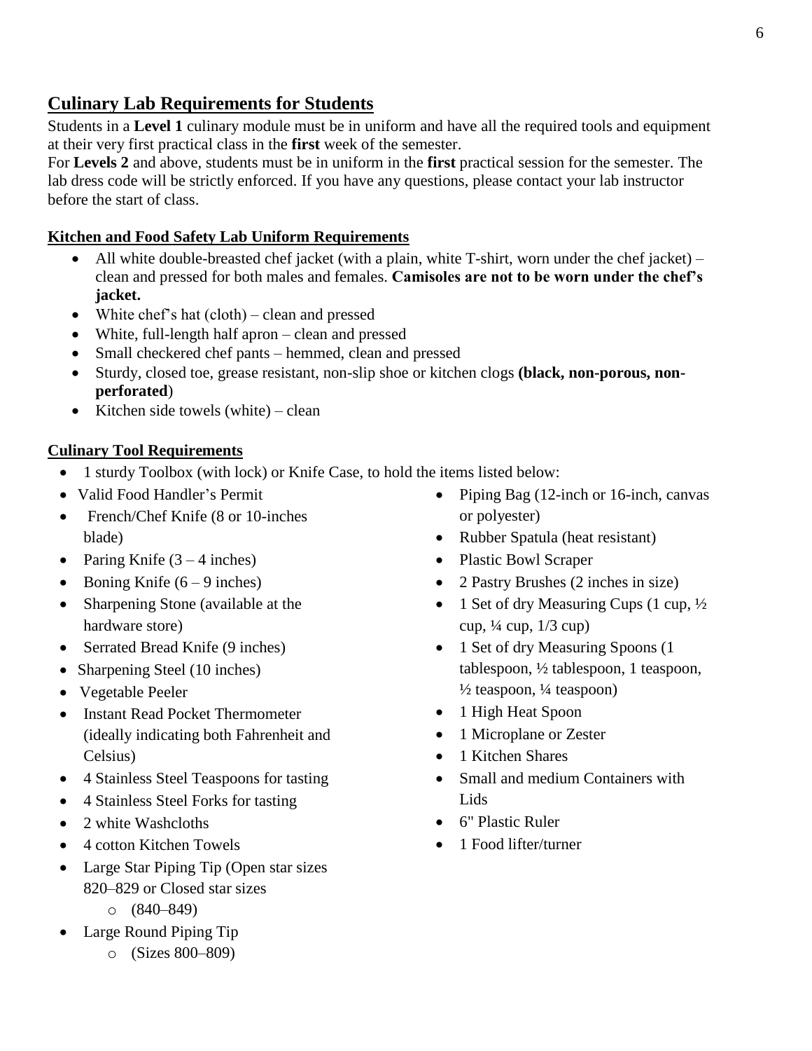## Culinary Lab Requirements for Students

Students in a **Level 1** culinary module must be in uniform and have all the required tools and equipment at their very first practical class in the **first** week of the semester.

For **Levels 2** and above, students must be in uniform in the **first** practical session for the semester. The lab dress code will be strictly enforced. If you have any questions, please contact your lab instructor before the start of class.

### Kitchen and Food Safety Lab Uniform Requirements

- All white double-breasted chef jacket (with a plain, white T-shirt, worn under the chef jacket) – clean and pressed for both males and females. **Camisoles are not to be worn under the chef's jacket.**
- White chef's hat (cloth) – clean and pressed
- White, full-length half apron – clean and pressed
- Small checkered chef pants – hemmed, clean and pressed
- Sturdy, closed toe, grease resistant, non-slip shoe or kitchen clogs **(black, non-porous, non-perforated**)
- Kitchen side towels (white) – clean

### Culinary Tool Requirements

- 1 sturdy Toolbox (with lock) or Knife Case, to hold the items listed below:
- Valid Food Handler's Permit
- French/Chef Knife (8 or 10-inches blade)
- Paring Knife (3 – 4 inches)
- Boning Knife (6 – 9 inches)
- Sharpening Stone (available at the hardware store)
- Serrated Bread Knife (9 inches)
- Sharpening Steel (10 inches)
- Vegetable Peeler
- Instant Read Pocket Thermometer (ideally indicating both Fahrenheit and Celsius)
- 4 Stainless Steel Teaspoons for tasting
- 4 Stainless Steel Forks for tasting
- 2 white Washcloths
- 4 cotton Kitchen Towels
- Large Star Piping Tip (Open star sizes 820–829 or Closed star sizes
  - (840–849)
- Large Round Piping Tip
  - (Sizes 800–809)
- Piping Bag (12-inch or 16-inch, canvas or polyester)
- Rubber Spatula (heat resistant)
- Plastic Bowl Scraper
- 2 Pastry Brushes (2 inches in size)
- 1 Set of dry Measuring Cups (1 cup, ½ cup, ¼ cup, 1/3 cup)
- 1 Set of dry Measuring Spoons (1 tablespoon, ½ tablespoon, 1 teaspoon, ½ teaspoon, ¼ teaspoon)
- 1 High Heat Spoon
- 1 Microplane or Zester
- 1 Kitchen Shares
- Small and medium Containers with Lids
- 6" Plastic Ruler
- 1 Food lifter/turner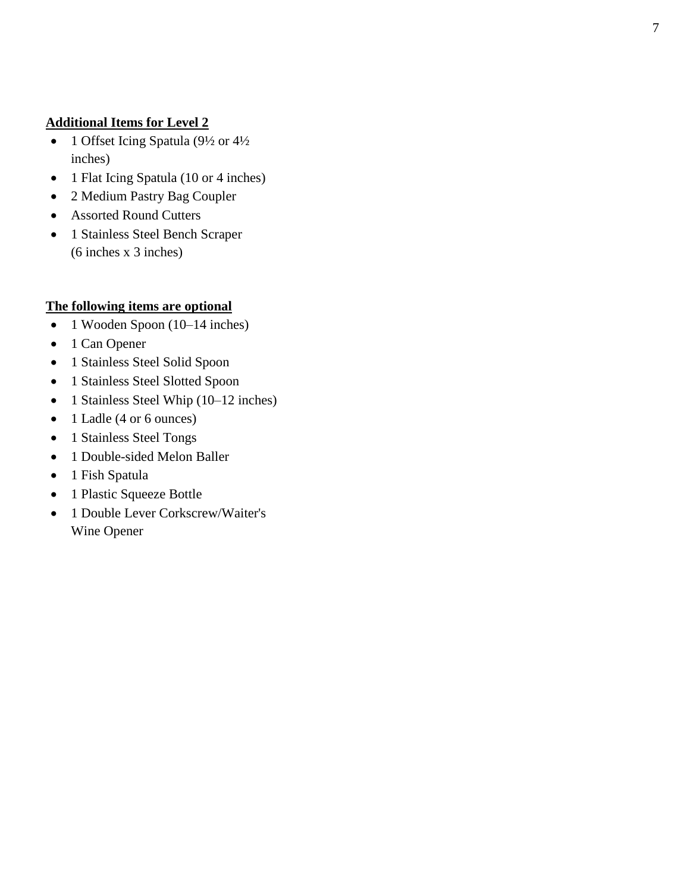**Additional Items for Level 2**

- 1 Offset Icing Spatula (9½ or 4½ inches)
- 1 Flat Icing Spatula (10 or 4 inches)
- 2 Medium Pastry Bag Coupler
- Assorted Round Cutters
- 1 Stainless Steel Bench Scraper (6 inches x 3 inches)

**The following items are optional**

- 1 Wooden Spoon (10–14 inches)
- 1 Can Opener
- 1 Stainless Steel Solid Spoon
- 1 Stainless Steel Slotted Spoon
- 1 Stainless Steel Whip (10–12 inches)
- 1 Ladle (4 or 6 ounces)
- 1 Stainless Steel Tongs
- 1 Double-sided Melon Baller
- 1 Fish Spatula
- 1 Plastic Squeeze Bottle
- 1 Double Lever Corkscrew/Waiter's Wine Opener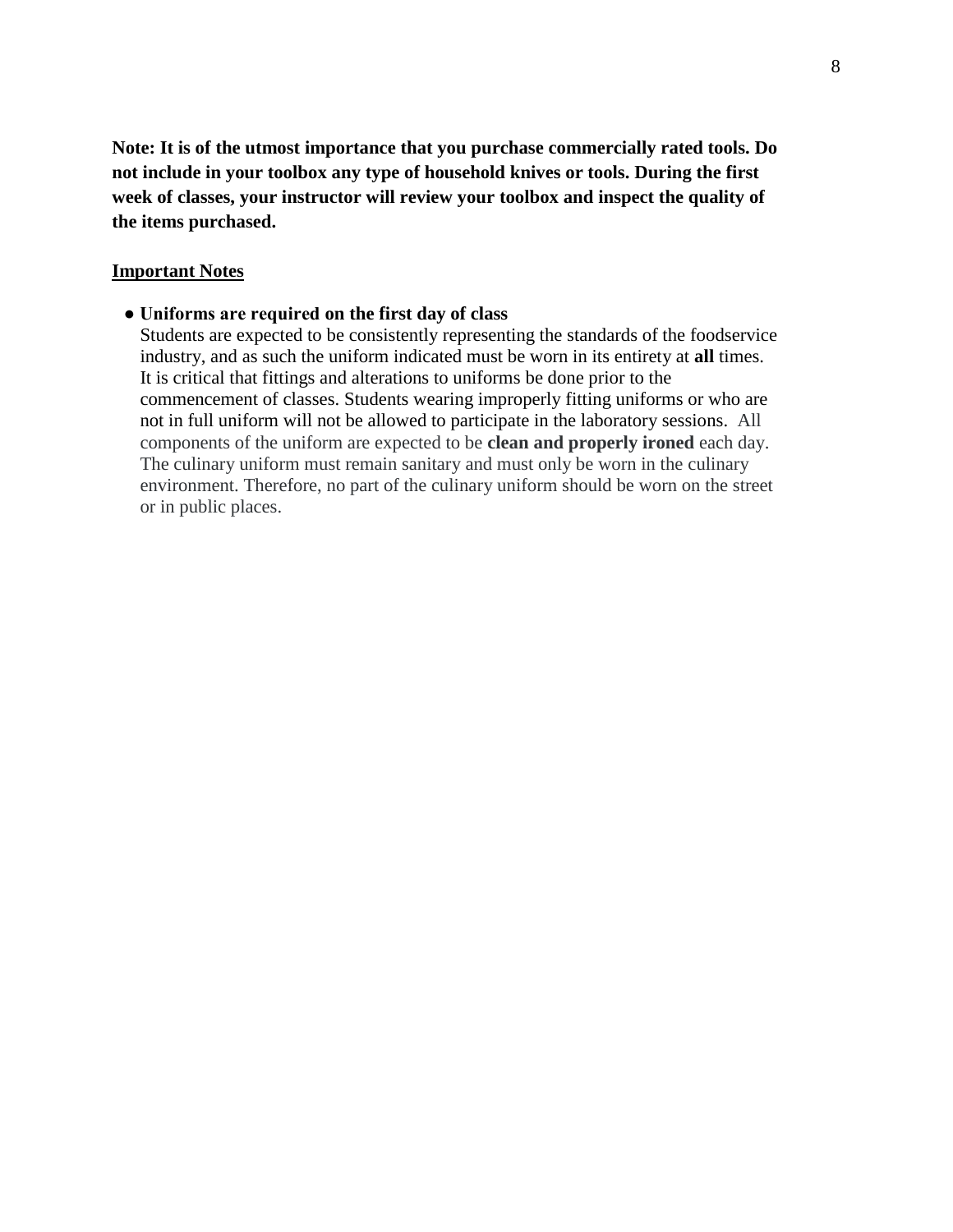**Note: It is of the utmost importance that you purchase commercially rated tools. Do not include in your toolbox any type of household knives or tools. During the first week of classes, your instructor will review your toolbox and inspect the quality of the items purchased.**

**<u>Important Notes</u>**

- **Uniforms are required on the first day of class**
  Students are expected to be consistently representing the standards of the foodservice industry, and as such the uniform indicated must be worn in its entirety at **all** times. It is critical that fittings and alterations to uniforms be done prior to the commencement of classes. Students wearing improperly fitting uniforms or who are not in full uniform will not be allowed to participate in the laboratory sessions. All components of the uniform are expected to be **clean and properly ironed** each day. The culinary uniform must remain sanitary and must only be worn in the culinary environment. Therefore, no part of the culinary uniform should be worn on the street or in public places.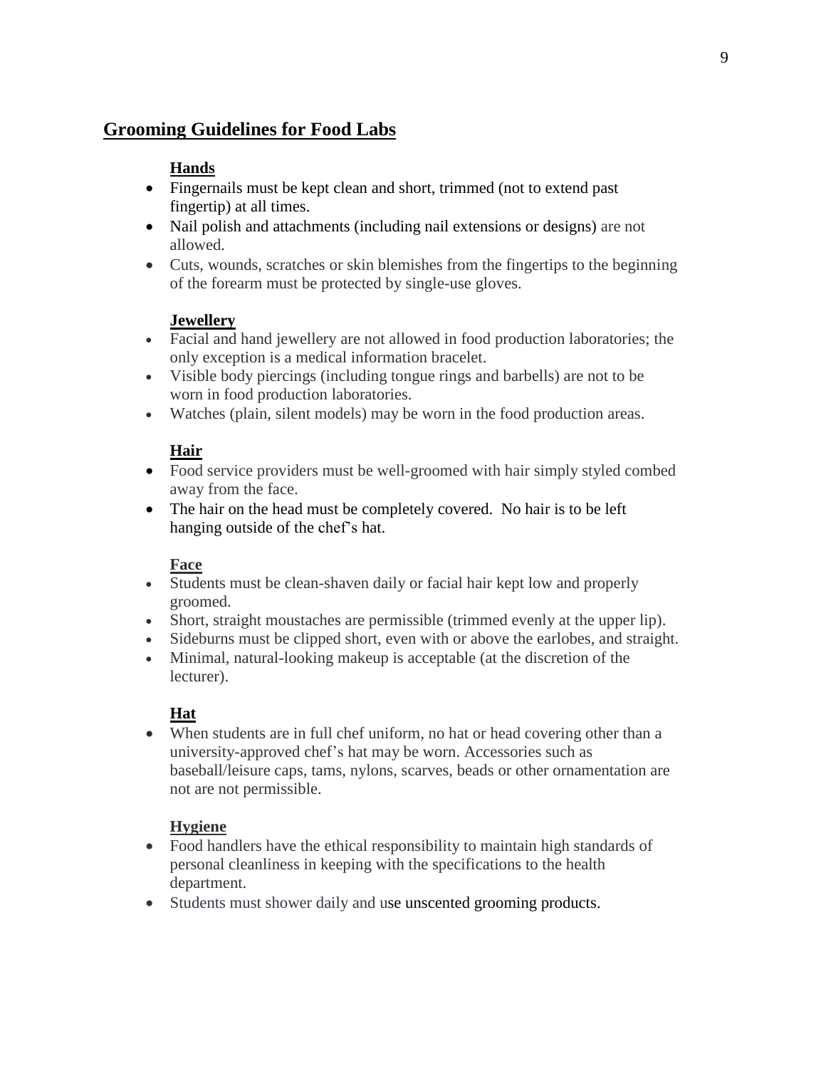## Grooming Guidelines for Food Labs

### Hands

- Fingernails must be kept clean and short, trimmed (not to extend past fingertip) at all times.
- Nail polish and attachments (including nail extensions or designs) are not allowed.
- Cuts, wounds, scratches or skin blemishes from the fingertips to the beginning of the forearm must be protected by single-use gloves.

### Jewellery

- Facial and hand jewellery are not allowed in food production laboratories; the only exception is a medical information bracelet.
- Visible body piercings (including tongue rings and barbells) are not to be worn in food production laboratories.
- Watches (plain, silent models) may be worn in the food production areas.

### Hair

- Food service providers must be well-groomed with hair simply styled combed away from the face.
- The hair on the head must be completely covered. No hair is to be left hanging outside of the chef's hat.

### Face

- Students must be clean-shaven daily or facial hair kept low and properly groomed.
- Short, straight moustaches are permissible (trimmed evenly at the upper lip).
- Sideburns must be clipped short, even with or above the earlobes, and straight.
- Minimal, natural-looking makeup is acceptable (at the discretion of the lecturer).

### Hat

- When students are in full chef uniform, no hat or head covering other than a university-approved chef's hat may be worn. Accessories such as baseball/leisure caps, tams, nylons, scarves, beads or other ornamentation are not are not permissible.

### Hygiene

- Food handlers have the ethical responsibility to maintain high standards of personal cleanliness in keeping with the specifications to the health department.
- Students must shower daily and use unscented grooming products.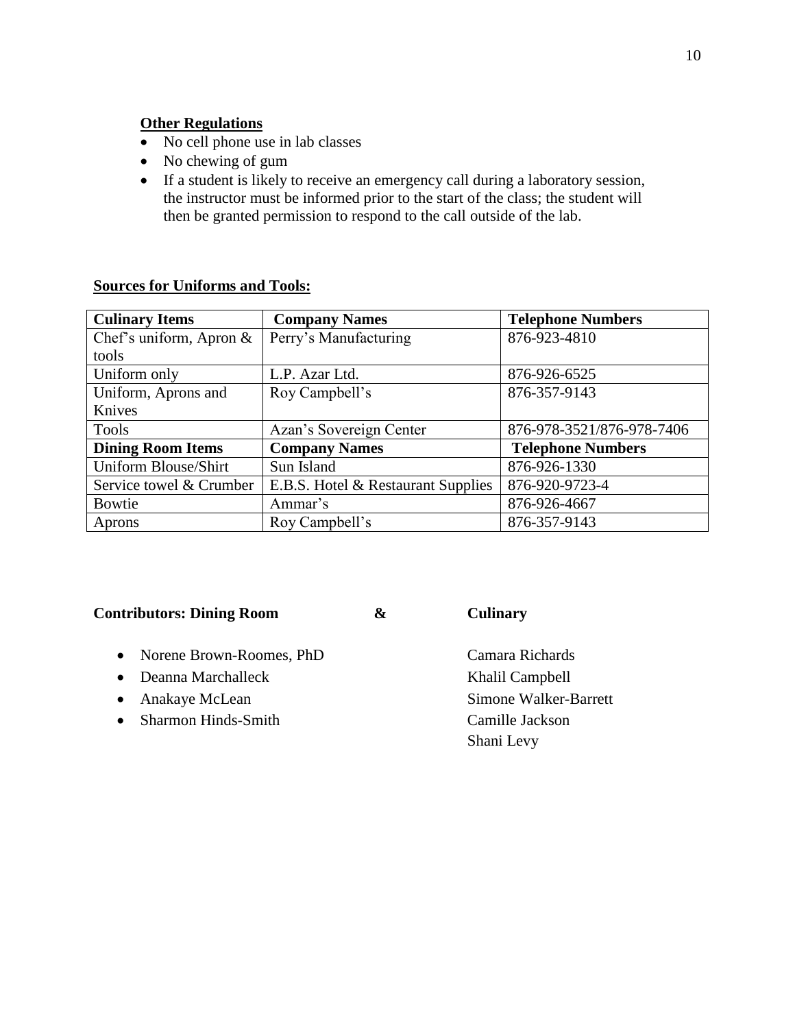**Other Regulations**

- No cell phone use in lab classes
- No chewing of gum
- If a student is likely to receive an emergency call during a laboratory session, the instructor must be informed prior to the start of the class; the student will then be granted permission to respond to the call outside of the lab.

**Sources for Uniforms and Tools:**

| Culinary Items | Company Names | Telephone Numbers |
|---|---|---|
| Chef's uniform, Apron & tools | Perry's Manufacturing | 876-923-4810 |
| Uniform only | L.P. Azar Ltd. | 876-926-6525 |
| Uniform, Aprons and Knives | Roy Campbell's | 876-357-9143 |
| Tools | Azan's Sovereign Center | 876-978-3521/876-978-7406 |
| **Dining Room Items** | **Company Names** | **Telephone Numbers** |
| Uniform Blouse/Shirt | Sun Island | 876-926-1330 |
| Service towel & Crumber | E.B.S. Hotel & Restaurant Supplies | 876-920-9723-4 |
| Bowtie | Ammar's | 876-926-4667 |
| Aprons | Roy Campbell's | 876-357-9143 |

**Contributors: Dining Room & Culinary**

Dining Room:

- Norene Brown-Roomes, PhD
- Deanna Marchalleck
- Anakaye McLean
- Sharmon Hinds-Smith

Culinary:

Camara Richards
Khalil Campbell
Simone Walker-Barrett
Camille Jackson
Shani Levy